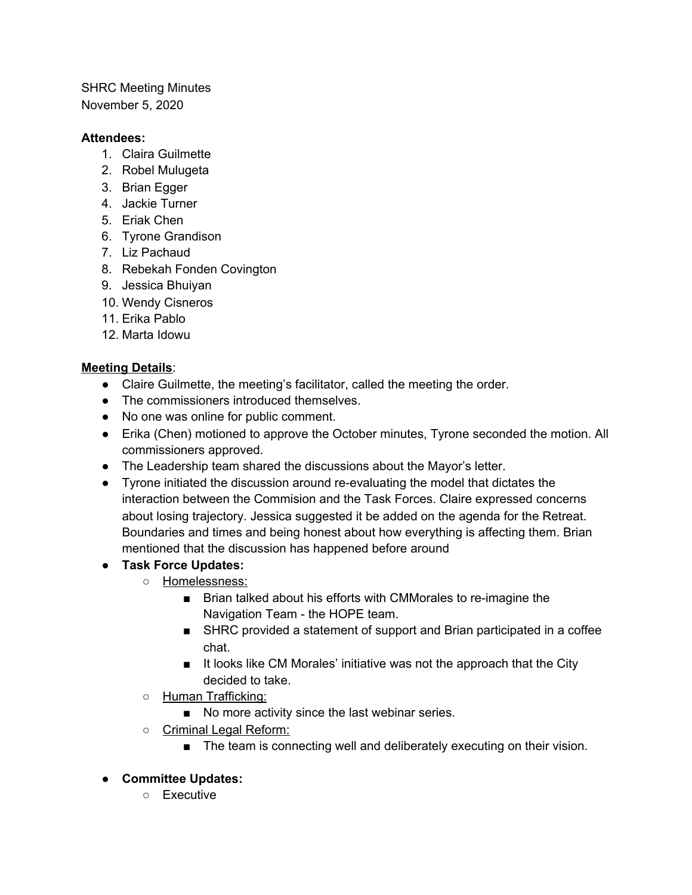SHRC Meeting Minutes
November 5, 2020

**Attendees:**

1. Claira Guilmette
2. Robel Mulugeta
3. Brian Egger
4. Jackie Turner
5. Eriak Chen
6. Tyrone Grandison
7. Liz Pachaud
8. Rebekah Fonden Covington
9. Jessica Bhuiyan
10. Wendy Cisneros
11. Erika Pablo
12. Marta Idowu

**Meeting Details**:

- Claire Guilmette, the meeting's facilitator, called the meeting the order.
- The commissioners introduced themselves.
- No one was online for public comment.
- Erika (Chen) motioned to approve the October minutes, Tyrone seconded the motion. All commissioners approved.
- The Leadership team shared the discussions about the Mayor's letter.
- Tyrone initiated the discussion around re-evaluating the model that dictates the interaction between the Commision and the Task Forces. Claire expressed concerns about losing trajectory. Jessica suggested it be added on the agenda for the Retreat. Boundaries and times and being honest about how everything is affecting them. Brian mentioned that the discussion has happened before around
- **Task Force Updates:**
    - Homelessness:
        - Brian talked about his efforts with CMMorales to re-imagine the Navigation Team - the HOPE team.
        - SHRC provided a statement of support and Brian participated in a coffee chat.
        - It looks like CM Morales' initiative was not the approach that the City decided to take.
    - Human Trafficking:
        - No more activity since the last webinar series.
    - Criminal Legal Reform:
        - The team is connecting well and deliberately executing on their vision.
- **Committee Updates:**
    - Executive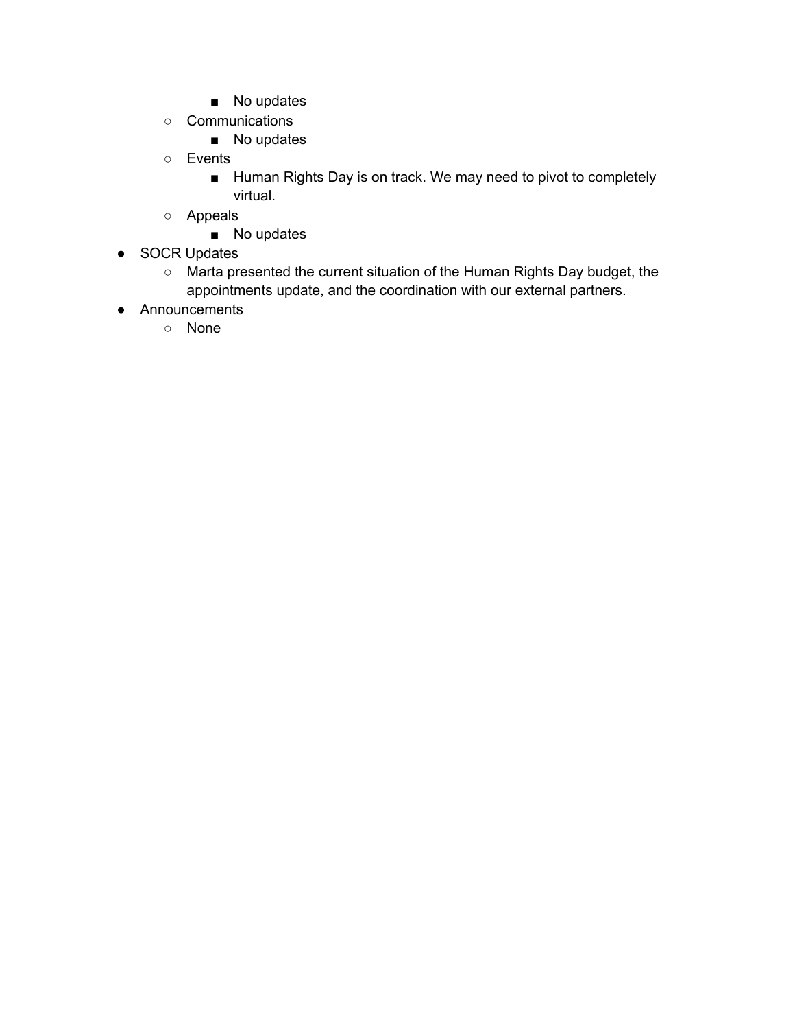- No updates
  - Communications
    - No updates
  - Events
    - Human Rights Day is on track. We may need to pivot to completely virtual.
  - Appeals
    - No updates
- SOCR Updates
  - Marta presented the current situation of the Human Rights Day budget, the appointments update, and the coordination with our external partners.
- Announcements
  - None